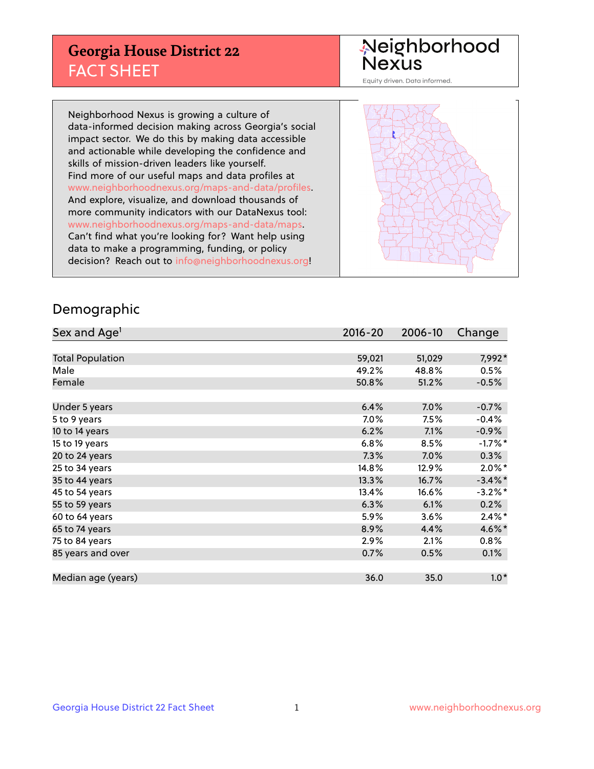# Georgia House District 22
## FACT SHEET

Neighborhood Nexus
Equity driven. Data informed.

Neighborhood Nexus is growing a culture of data-informed decision making across Georgia's social impact sector. We do this by making data accessible and actionable while developing the confidence and skills of mission-driven leaders like yourself. Find more of our useful maps and data profiles at www.neighborhoodnexus.org/maps-and-data/profiles. And explore, visualize, and download thousands of more community indicators with our DataNexus tool: www.neighborhoodnexus.org/maps-and-data/maps. Can't find what you're looking for? Want help using data to make a programming, funding, or policy decision? Reach out to info@neighborhoodnexus.org!

## Demographic

| Sex and Age[1] | 2016-20 | 2006-10 | Change |
|---|---|---|---|
| Total Population | 59,021 | 51,029 | 7,992* |
| Male | 49.2% | 48.8% | 0.5% |
| Female | 50.8% | 51.2% | -0.5% |
| | | | |
| Under 5 years | 6.4% | 7.0% | -0.7% |
| 5 to 9 years | 7.0% | 7.5% | -0.4% |
| 10 to 14 years | 6.2% | 7.1% | -0.9% |
| 15 to 19 years | 6.8% | 8.5% | -1.7%* |
| 20 to 24 years | 7.3% | 7.0% | 0.3% |
| 25 to 34 years | 14.8% | 12.9% | 2.0%* |
| 35 to 44 years | 13.3% | 16.7% | -3.4%* |
| 45 to 54 years | 13.4% | 16.6% | -3.2%* |
| 55 to 59 years | 6.3% | 6.1% | 0.2% |
| 60 to 64 years | 5.9% | 3.6% | 2.4%* |
| 65 to 74 years | 8.9% | 4.4% | 4.6%* |
| 75 to 84 years | 2.9% | 2.1% | 0.8% |
| 85 years and over | 0.7% | 0.5% | 0.1% |
| | | | |
| Median age (years) | 36.0 | 35.0 | 1.0* |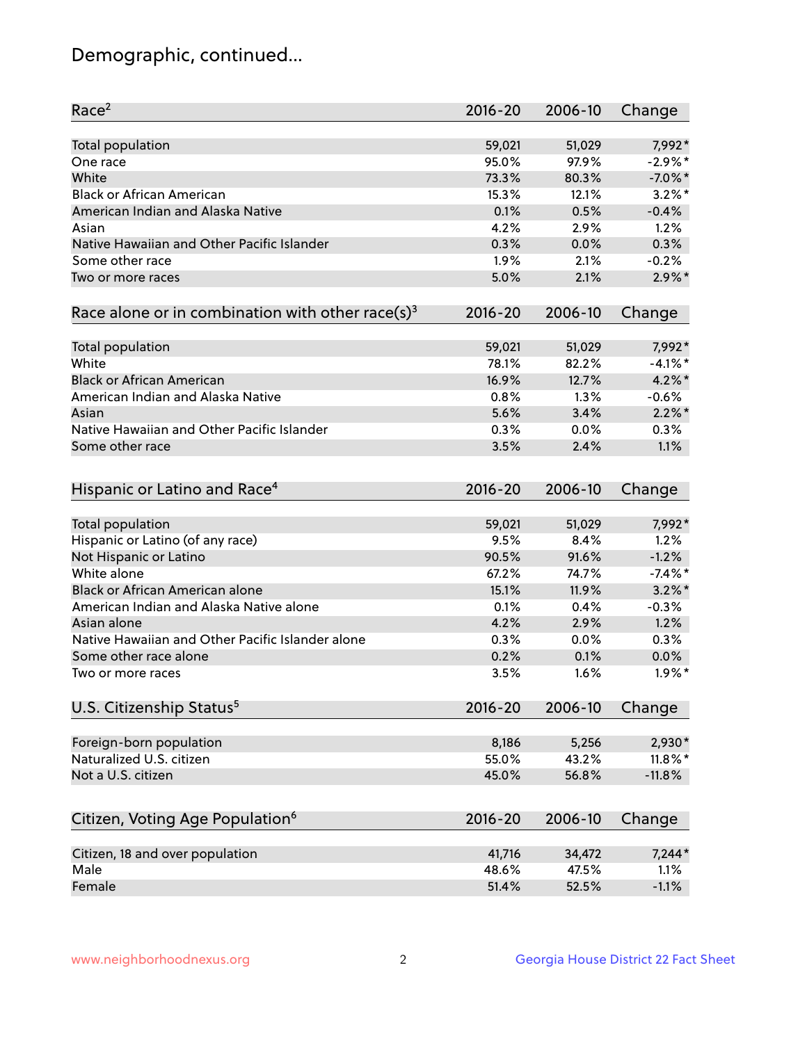# Demographic, continued...

| Race[2] | 2016-20 | 2006-10 | Change |
|---|---|---|---|
| Total population | 59,021 | 51,029 | 7,992* |
| One race | 95.0% | 97.9% | -2.9%* |
| White | 73.3% | 80.3% | -7.0%* |
| Black or African American | 15.3% | 12.1% | 3.2%* |
| American Indian and Alaska Native | 0.1% | 0.5% | -0.4% |
| Asian | 4.2% | 2.9% | 1.2% |
| Native Hawaiian and Other Pacific Islander | 0.3% | 0.0% | 0.3% |
| Some other race | 1.9% | 2.1% | -0.2% |
| Two or more races | 5.0% | 2.1% | 2.9%* |

| Race alone or in combination with other race(s)[3] | 2016-20 | 2006-10 | Change |
|---|---|---|---|
| Total population | 59,021 | 51,029 | 7,992* |
| White | 78.1% | 82.2% | -4.1%* |
| Black or African American | 16.9% | 12.7% | 4.2%* |
| American Indian and Alaska Native | 0.8% | 1.3% | -0.6% |
| Asian | 5.6% | 3.4% | 2.2%* |
| Native Hawaiian and Other Pacific Islander | 0.3% | 0.0% | 0.3% |
| Some other race | 3.5% | 2.4% | 1.1% |

| Hispanic or Latino and Race[4] | 2016-20 | 2006-10 | Change |
|---|---|---|---|
| Total population | 59,021 | 51,029 | 7,992* |
| Hispanic or Latino (of any race) | 9.5% | 8.4% | 1.2% |
| Not Hispanic or Latino | 90.5% | 91.6% | -1.2% |
| White alone | 67.2% | 74.7% | -7.4%* |
| Black or African American alone | 15.1% | 11.9% | 3.2%* |
| American Indian and Alaska Native alone | 0.1% | 0.4% | -0.3% |
| Asian alone | 4.2% | 2.9% | 1.2% |
| Native Hawaiian and Other Pacific Islander alone | 0.3% | 0.0% | 0.3% |
| Some other race alone | 0.2% | 0.1% | 0.0% |
| Two or more races | 3.5% | 1.6% | 1.9%* |

| U.S. Citizenship Status[5] | 2016-20 | 2006-10 | Change |
|---|---|---|---|
| Foreign-born population | 8,186 | 5,256 | 2,930* |
| Naturalized U.S. citizen | 55.0% | 43.2% | 11.8%* |
| Not a U.S. citizen | 45.0% | 56.8% | -11.8% |

| Citizen, Voting Age Population[6] | 2016-20 | 2006-10 | Change |
|---|---|---|---|
| Citizen, 18 and over population | 41,716 | 34,472 | 7,244* |
| Male | 48.6% | 47.5% | 1.1% |
| Female | 51.4% | 52.5% | -1.1% |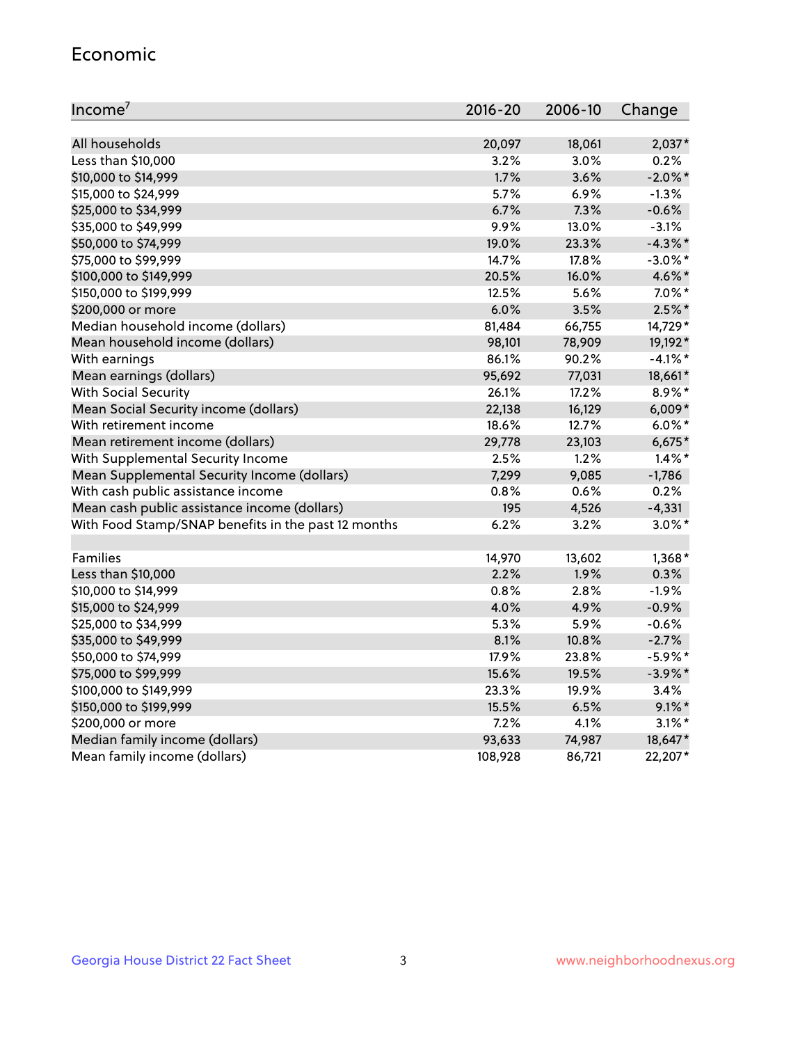## Economic

| Income[7] | 2016-20 | 2006-10 | Change |
|---|---|---|---|
| All households | 20,097 | 18,061 | 2,037* |
| Less than $10,000 | 3.2% | 3.0% | 0.2% |
| $10,000 to $14,999 | 1.7% | 3.6% | -2.0%* |
| $15,000 to $24,999 | 5.7% | 6.9% | -1.3% |
| $25,000 to $34,999 | 6.7% | 7.3% | -0.6% |
| $35,000 to $49,999 | 9.9% | 13.0% | -3.1% |
| $50,000 to $74,999 | 19.0% | 23.3% | -4.3%* |
| $75,000 to $99,999 | 14.7% | 17.8% | -3.0%* |
| $100,000 to $149,999 | 20.5% | 16.0% | 4.6%* |
| $150,000 to $199,999 | 12.5% | 5.6% | 7.0%* |
| $200,000 or more | 6.0% | 3.5% | 2.5%* |
| Median household income (dollars) | 81,484 | 66,755 | 14,729* |
| Mean household income (dollars) | 98,101 | 78,909 | 19,192* |
| With earnings | 86.1% | 90.2% | -4.1%* |
| Mean earnings (dollars) | 95,692 | 77,031 | 18,661* |
| With Social Security | 26.1% | 17.2% | 8.9%* |
| Mean Social Security income (dollars) | 22,138 | 16,129 | 6,009* |
| With retirement income | 18.6% | 12.7% | 6.0%* |
| Mean retirement income (dollars) | 29,778 | 23,103 | 6,675* |
| With Supplemental Security Income | 2.5% | 1.2% | 1.4%* |
| Mean Supplemental Security Income (dollars) | 7,299 | 9,085 | -1,786 |
| With cash public assistance income | 0.8% | 0.6% | 0.2% |
| Mean cash public assistance income (dollars) | 195 | 4,526 | -4,331 |
| With Food Stamp/SNAP benefits in the past 12 months | 6.2% | 3.2% | 3.0%* |
| | | | |
| Families | 14,970 | 13,602 | 1,368* |
| Less than $10,000 | 2.2% | 1.9% | 0.3% |
| $10,000 to $14,999 | 0.8% | 2.8% | -1.9% |
| $15,000 to $24,999 | 4.0% | 4.9% | -0.9% |
| $25,000 to $34,999 | 5.3% | 5.9% | -0.6% |
| $35,000 to $49,999 | 8.1% | 10.8% | -2.7% |
| $50,000 to $74,999 | 17.9% | 23.8% | -5.9%* |
| $75,000 to $99,999 | 15.6% | 19.5% | -3.9%* |
| $100,000 to $149,999 | 23.3% | 19.9% | 3.4% |
| $150,000 to $199,999 | 15.5% | 6.5% | 9.1%* |
| $200,000 or more | 7.2% | 4.1% | 3.1%* |
| Median family income (dollars) | 93,633 | 74,987 | 18,647* |
| Mean family income (dollars) | 108,928 | 86,721 | 22,207* |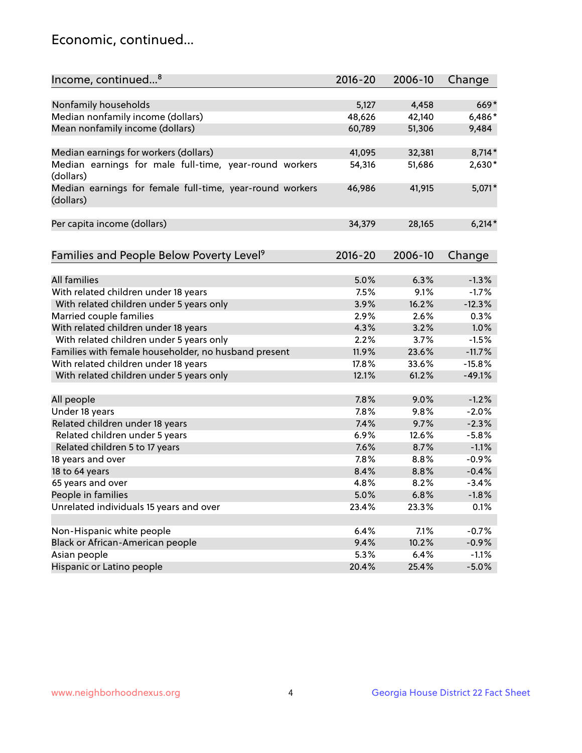## Economic, continued...

| Income, continued...[8] | 2016-20 | 2006-10 | Change |
|---|---|---|---|
| Nonfamily households | 5,127 | 4,458 | 669* |
| Median nonfamily income (dollars) | 48,626 | 42,140 | 6,486* |
| Mean nonfamily income (dollars) | 60,789 | 51,306 | 9,484 |
| Median earnings for workers (dollars) | 41,095 | 32,381 | 8,714* |
| Median earnings for male full-time, year-round workers (dollars) | 54,316 | 51,686 | 2,630* |
| Median earnings for female full-time, year-round workers (dollars) | 46,986 | 41,915 | 5,071* |
| Per capita income (dollars) | 34,379 | 28,165 | 6,214* |

| Families and People Below Poverty Level[9] | 2016-20 | 2006-10 | Change |
|---|---|---|---|
| All families | 5.0% | 6.3% | -1.3% |
| With related children under 18 years | 7.5% | 9.1% | -1.7% |
| With related children under 5 years only | 3.9% | 16.2% | -12.3% |
| Married couple families | 2.9% | 2.6% | 0.3% |
| With related children under 18 years | 4.3% | 3.2% | 1.0% |
| With related children under 5 years only | 2.2% | 3.7% | -1.5% |
| Families with female householder, no husband present | 11.9% | 23.6% | -11.7% |
| With related children under 18 years | 17.8% | 33.6% | -15.8% |
| With related children under 5 years only | 12.1% | 61.2% | -49.1% |
| All people | 7.8% | 9.0% | -1.2% |
| Under 18 years | 7.8% | 9.8% | -2.0% |
| Related children under 18 years | 7.4% | 9.7% | -2.3% |
| Related children under 5 years | 6.9% | 12.6% | -5.8% |
| Related children 5 to 17 years | 7.6% | 8.7% | -1.1% |
| 18 years and over | 7.8% | 8.8% | -0.9% |
| 18 to 64 years | 8.4% | 8.8% | -0.4% |
| 65 years and over | 4.8% | 8.2% | -3.4% |
| People in families | 5.0% | 6.8% | -1.8% |
| Unrelated individuals 15 years and over | 23.4% | 23.3% | 0.1% |
| Non-Hispanic white people | 6.4% | 7.1% | -0.7% |
| Black or African-American people | 9.4% | 10.2% | -0.9% |
| Asian people | 5.3% | 6.4% | -1.1% |
| Hispanic or Latino people | 20.4% | 25.4% | -5.0% |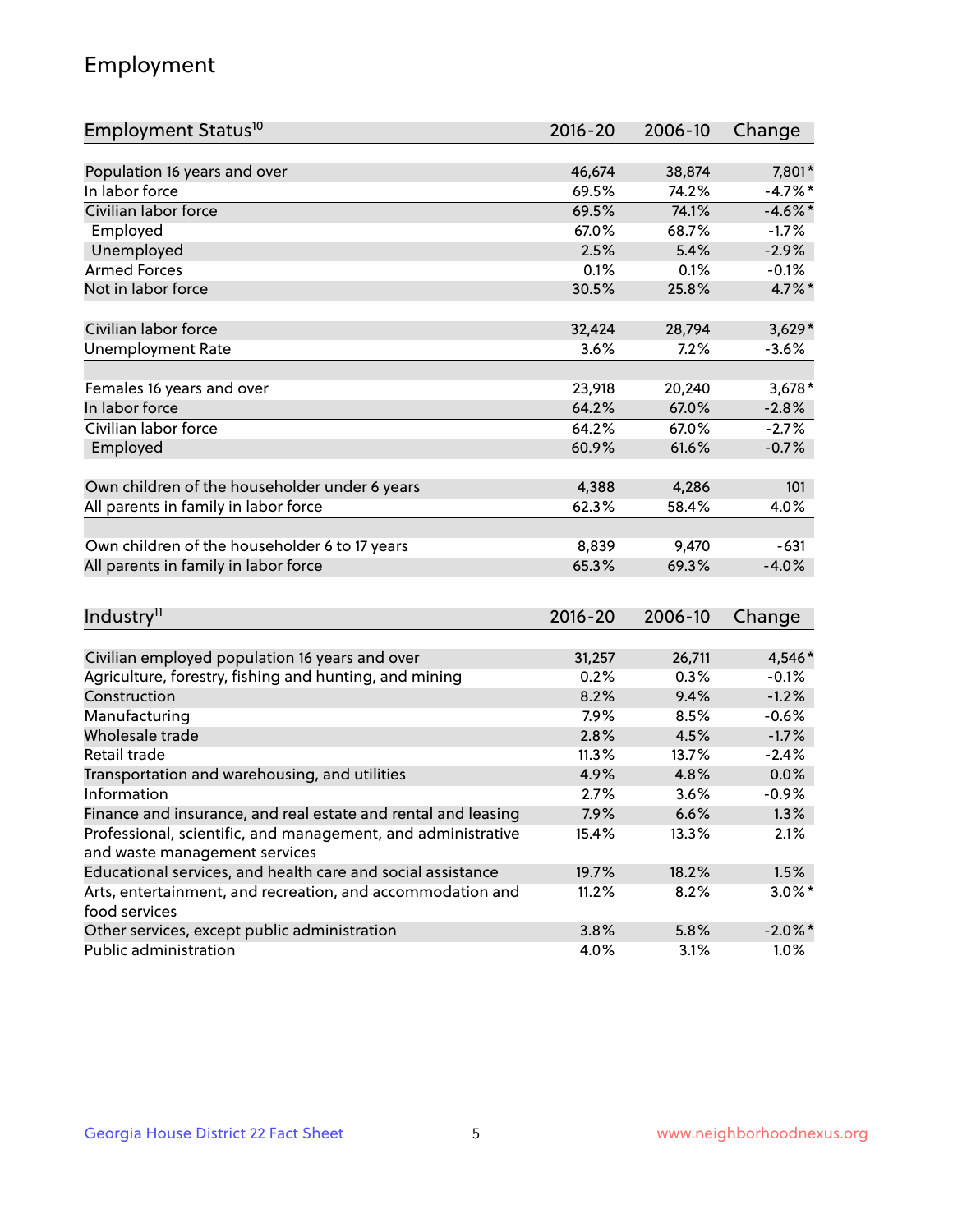# Employment

| Employment Status[10] | 2016-20 | 2006-10 | Change |
|---|---|---|---|
| Population 16 years and over | 46,674 | 38,874 | 7,801* |
| In labor force | 69.5% | 74.2% | -4.7%* |
| Civilian labor force | 69.5% | 74.1% | -4.6%* |
| Employed | 67.0% | 68.7% | -1.7% |
| Unemployed | 2.5% | 5.4% | -2.9% |
| Armed Forces | 0.1% | 0.1% | -0.1% |
| Not in labor force | 30.5% | 25.8% | 4.7%* |
| | | | |
| Civilian labor force | 32,424 | 28,794 | 3,629* |
| Unemployment Rate | 3.6% | 7.2% | -3.6% |
| | | | |
| Females 16 years and over | 23,918 | 20,240 | 3,678* |
| In labor force | 64.2% | 67.0% | -2.8% |
| Civilian labor force | 64.2% | 67.0% | -2.7% |
| Employed | 60.9% | 61.6% | -0.7% |
| | | | |
| Own children of the householder under 6 years | 4,388 | 4,286 | 101 |
| All parents in family in labor force | 62.3% | 58.4% | 4.0% |
| | | | |
| Own children of the householder 6 to 17 years | 8,839 | 9,470 | -631 |
| All parents in family in labor force | 65.3% | 69.3% | -4.0% |

| Industry[11] | 2016-20 | 2006-10 | Change |
|---|---|---|---|
| Civilian employed population 16 years and over | 31,257 | 26,711 | 4,546* |
| Agriculture, forestry, fishing and hunting, and mining | 0.2% | 0.3% | -0.1% |
| Construction | 8.2% | 9.4% | -1.2% |
| Manufacturing | 7.9% | 8.5% | -0.6% |
| Wholesale trade | 2.8% | 4.5% | -1.7% |
| Retail trade | 11.3% | 13.7% | -2.4% |
| Transportation and warehousing, and utilities | 4.9% | 4.8% | 0.0% |
| Information | 2.7% | 3.6% | -0.9% |
| Finance and insurance, and real estate and rental and leasing | 7.9% | 6.6% | 1.3% |
| Professional, scientific, and management, and administrative and waste management services | 15.4% | 13.3% | 2.1% |
| Educational services, and health care and social assistance | 19.7% | 18.2% | 1.5% |
| Arts, entertainment, and recreation, and accommodation and food services | 11.2% | 8.2% | 3.0%* |
| Other services, except public administration | 3.8% | 5.8% | -2.0%* |
| Public administration | 4.0% | 3.1% | 1.0% |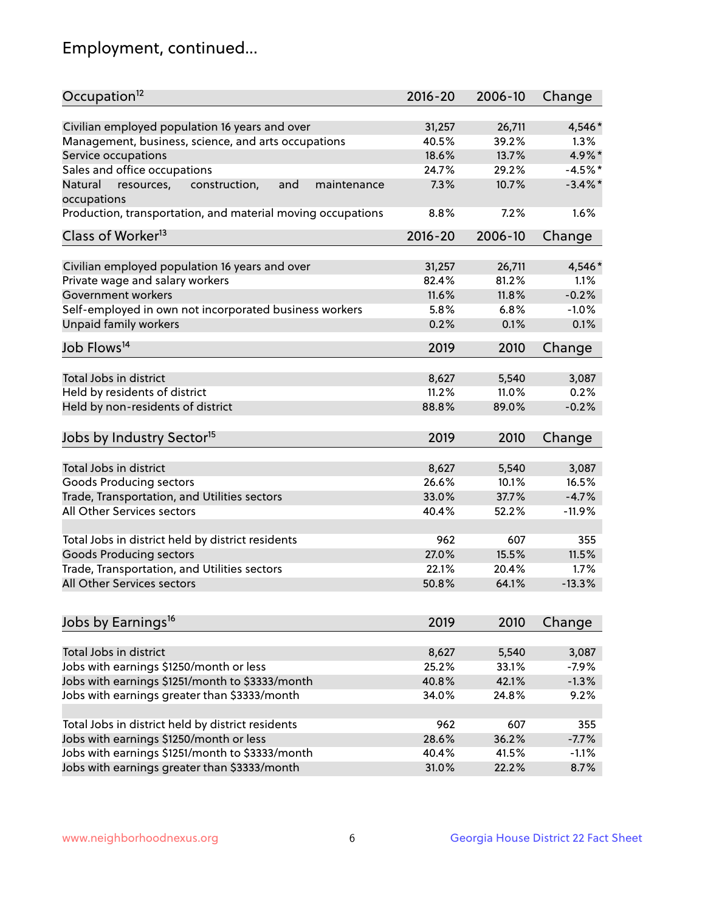# Employment, continued...

| Occupation[12] | 2016-20 | 2006-10 | Change |
|---|---|---|---|
| Civilian employed population 16 years and over | 31,257 | 26,711 | 4,546* |
| Management, business, science, and arts occupations | 40.5% | 39.2% | 1.3% |
| Service occupations | 18.6% | 13.7% | 4.9%* |
| Sales and office occupations | 24.7% | 29.2% | -4.5%* |
| Natural resources, construction, and maintenance occupations | 7.3% | 10.7% | -3.4%* |
| Production, transportation, and material moving occupations | 8.8% | 7.2% | 1.6% |

| Class of Worker[13] | 2016-20 | 2006-10 | Change |
|---|---|---|---|
| Civilian employed population 16 years and over | 31,257 | 26,711 | 4,546* |
| Private wage and salary workers | 82.4% | 81.2% | 1.1% |
| Government workers | 11.6% | 11.8% | -0.2% |
| Self-employed in own not incorporated business workers | 5.8% | 6.8% | -1.0% |
| Unpaid family workers | 0.2% | 0.1% | 0.1% |

| Job Flows[14] | 2019 | 2010 | Change |
|---|---|---|---|
| Total Jobs in district | 8,627 | 5,540 | 3,087 |
| Held by residents of district | 11.2% | 11.0% | 0.2% |
| Held by non-residents of district | 88.8% | 89.0% | -0.2% |

| Jobs by Industry Sector[15] | 2019 | 2010 | Change |
|---|---|---|---|
| Total Jobs in district | 8,627 | 5,540 | 3,087 |
| Goods Producing sectors | 26.6% | 10.1% | 16.5% |
| Trade, Transportation, and Utilities sectors | 33.0% | 37.7% | -4.7% |
| All Other Services sectors | 40.4% | 52.2% | -11.9% |
| | | | |
| Total Jobs in district held by district residents | 962 | 607 | 355 |
| Goods Producing sectors | 27.0% | 15.5% | 11.5% |
| Trade, Transportation, and Utilities sectors | 22.1% | 20.4% | 1.7% |
| All Other Services sectors | 50.8% | 64.1% | -13.3% |

| Jobs by Earnings[16] | 2019 | 2010 | Change |
|---|---|---|---|
| Total Jobs in district | 8,627 | 5,540 | 3,087 |
| Jobs with earnings $1250/month or less | 25.2% | 33.1% | -7.9% |
| Jobs with earnings $1251/month to $3333/month | 40.8% | 42.1% | -1.3% |
| Jobs with earnings greater than $3333/month | 34.0% | 24.8% | 9.2% |
| | | | |
| Total Jobs in district held by district residents | 962 | 607 | 355 |
| Jobs with earnings $1250/month or less | 28.6% | 36.2% | -7.7% |
| Jobs with earnings $1251/month to $3333/month | 40.4% | 41.5% | -1.1% |
| Jobs with earnings greater than $3333/month | 31.0% | 22.2% | 8.7% |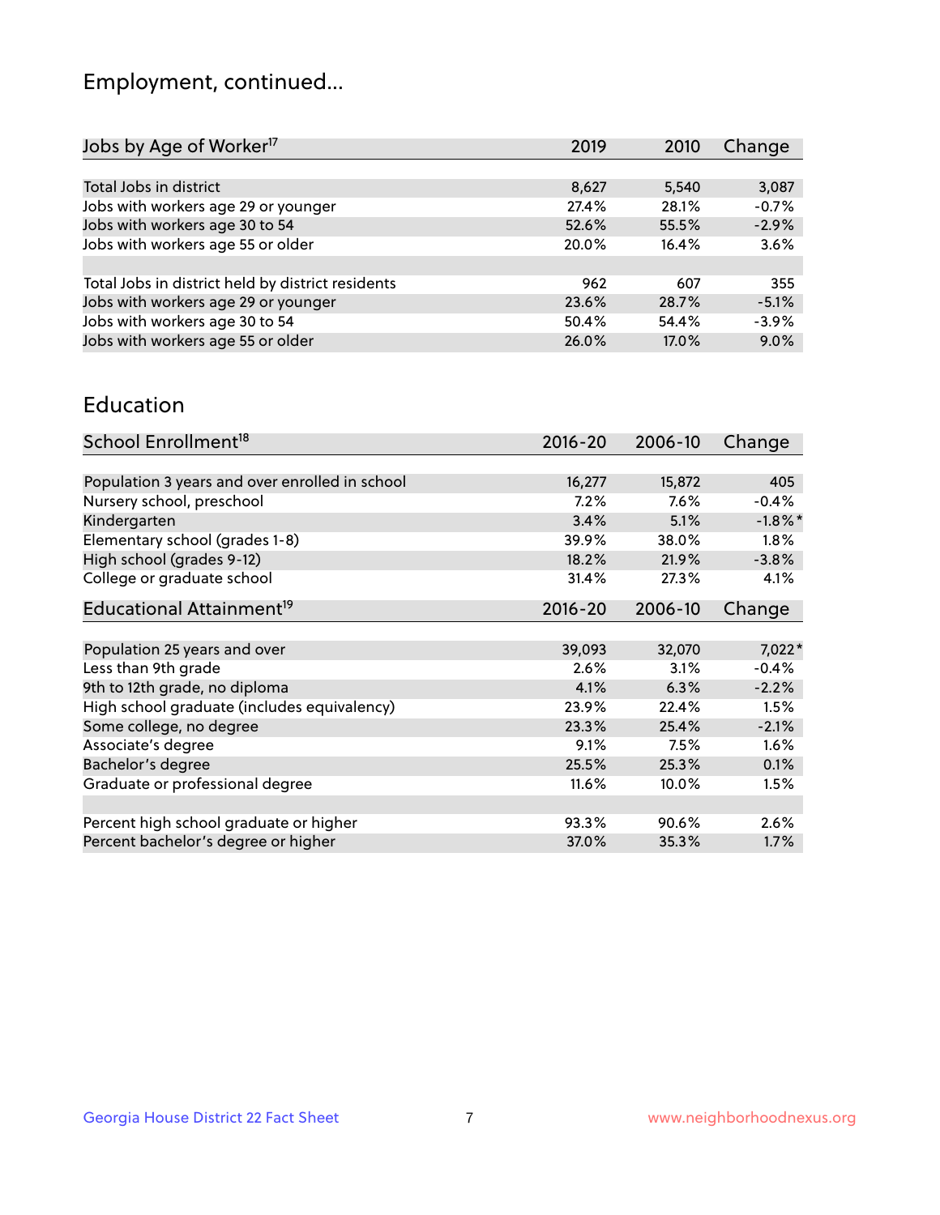## Employment, continued...

| Jobs by Age of Worker[17] | 2019 | 2010 | Change |
|---|---|---|---|
| Total Jobs in district | 8,627 | 5,540 | 3,087 |
| Jobs with workers age 29 or younger | 27.4% | 28.1% | -0.7% |
| Jobs with workers age 30 to 54 | 52.6% | 55.5% | -2.9% |
| Jobs with workers age 55 or older | 20.0% | 16.4% | 3.6% |
| | | | |
| Total Jobs in district held by district residents | 962 | 607 | 355 |
| Jobs with workers age 29 or younger | 23.6% | 28.7% | -5.1% |
| Jobs with workers age 30 to 54 | 50.4% | 54.4% | -3.9% |
| Jobs with workers age 55 or older | 26.0% | 17.0% | 9.0% |

## Education

| School Enrollment[18] | 2016-20 | 2006-10 | Change |
|---|---|---|---|
| Population 3 years and over enrolled in school | 16,277 | 15,872 | 405 |
| Nursery school, preschool | 7.2% | 7.6% | -0.4% |
| Kindergarten | 3.4% | 5.1% | -1.8%* |
| Elementary school (grades 1-8) | 39.9% | 38.0% | 1.8% |
| High school (grades 9-12) | 18.2% | 21.9% | -3.8% |
| College or graduate school | 31.4% | 27.3% | 4.1% |

| Educational Attainment[19] | 2016-20 | 2006-10 | Change |
|---|---|---|---|
| Population 25 years and over | 39,093 | 32,070 | 7,022* |
| Less than 9th grade | 2.6% | 3.1% | -0.4% |
| 9th to 12th grade, no diploma | 4.1% | 6.3% | -2.2% |
| High school graduate (includes equivalency) | 23.9% | 22.4% | 1.5% |
| Some college, no degree | 23.3% | 25.4% | -2.1% |
| Associate's degree | 9.1% | 7.5% | 1.6% |
| Bachelor's degree | 25.5% | 25.3% | 0.1% |
| Graduate or professional degree | 11.6% | 10.0% | 1.5% |
| | | | |
| Percent high school graduate or higher | 93.3% | 90.6% | 2.6% |
| Percent bachelor's degree or higher | 37.0% | 35.3% | 1.7% |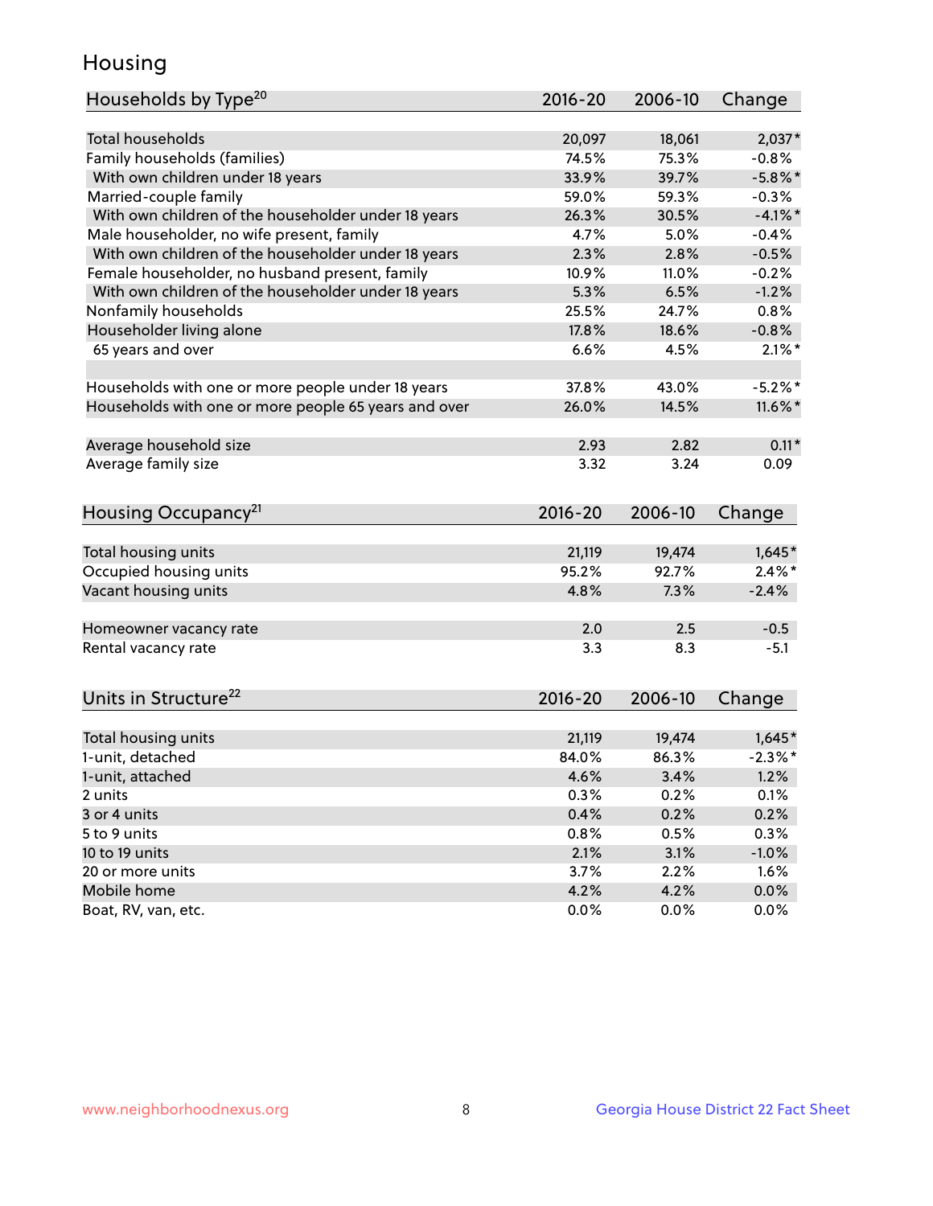## Housing

| Households by Type[20] | 2016-20 | 2006-10 | Change |
|---|---|---|---|
| Total households | 20,097 | 18,061 | 2,037* |
| Family households (families) | 74.5% | 75.3% | -0.8% |
| With own children under 18 years | 33.9% | 39.7% | -5.8%* |
| Married-couple family | 59.0% | 59.3% | -0.3% |
| With own children of the householder under 18 years | 26.3% | 30.5% | -4.1%* |
| Male householder, no wife present, family | 4.7% | 5.0% | -0.4% |
| With own children of the householder under 18 years | 2.3% | 2.8% | -0.5% |
| Female householder, no husband present, family | 10.9% | 11.0% | -0.2% |
| With own children of the householder under 18 years | 5.3% | 6.5% | -1.2% |
| Nonfamily households | 25.5% | 24.7% | 0.8% |
| Householder living alone | 17.8% | 18.6% | -0.8% |
| 65 years and over | 6.6% | 4.5% | 2.1%* |
| | | | |
| Households with one or more people under 18 years | 37.8% | 43.0% | -5.2%* |
| Households with one or more people 65 years and over | 26.0% | 14.5% | 11.6%* |
| | | | |
| Average household size | 2.93 | 2.82 | 0.11* |
| Average family size | 3.32 | 3.24 | 0.09 |

| Housing Occupancy[21] | 2016-20 | 2006-10 | Change |
|---|---|---|---|
| Total housing units | 21,119 | 19,474 | 1,645* |
| Occupied housing units | 95.2% | 92.7% | 2.4%* |
| Vacant housing units | 4.8% | 7.3% | -2.4% |
| | | | |
| Homeowner vacancy rate | 2.0 | 2.5 | -0.5 |
| Rental vacancy rate | 3.3 | 8.3 | -5.1 |

| Units in Structure[22] | 2016-20 | 2006-10 | Change |
|---|---|---|---|
| Total housing units | 21,119 | 19,474 | 1,645* |
| 1-unit, detached | 84.0% | 86.3% | -2.3%* |
| 1-unit, attached | 4.6% | 3.4% | 1.2% |
| 2 units | 0.3% | 0.2% | 0.1% |
| 3 or 4 units | 0.4% | 0.2% | 0.2% |
| 5 to 9 units | 0.8% | 0.5% | 0.3% |
| 10 to 19 units | 2.1% | 3.1% | -1.0% |
| 20 or more units | 3.7% | 2.2% | 1.6% |
| Mobile home | 4.2% | 4.2% | 0.0% |
| Boat, RV, van, etc. | 0.0% | 0.0% | 0.0% |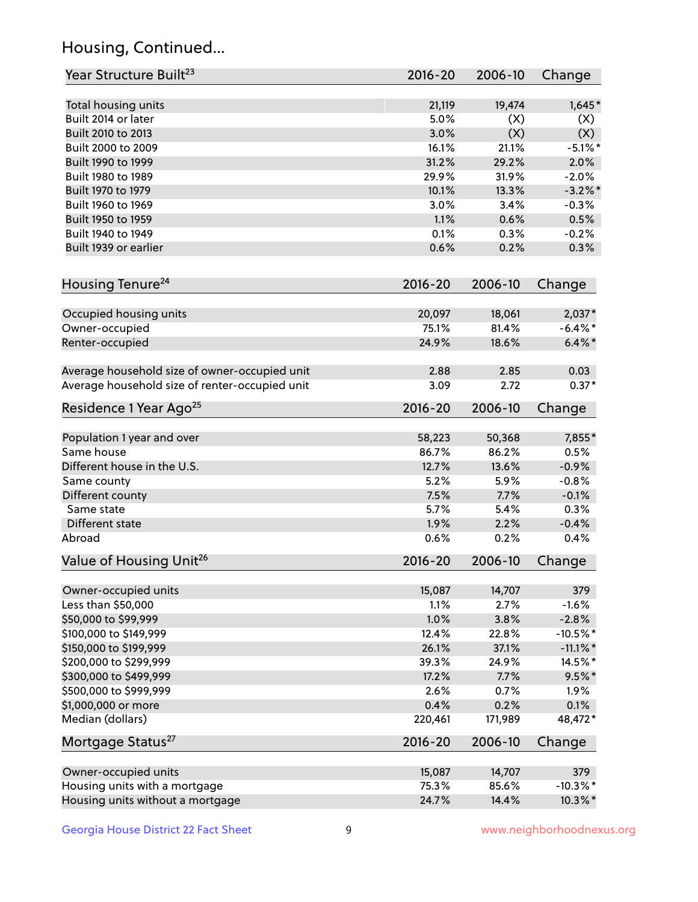# Housing, Continued...

| Year Structure Built[23] | 2016-20 | 2006-10 | Change |
|---|---|---|---|
| Total housing units | 21,119 | 19,474 | 1,645* |
| Built 2014 or later | 5.0% | (X) | (X) |
| Built 2010 to 2013 | 3.0% | (X) | (X) |
| Built 2000 to 2009 | 16.1% | 21.1% | -5.1%* |
| Built 1990 to 1999 | 31.2% | 29.2% | 2.0% |
| Built 1980 to 1989 | 29.9% | 31.9% | -2.0% |
| Built 1970 to 1979 | 10.1% | 13.3% | -3.2%* |
| Built 1960 to 1969 | 3.0% | 3.4% | -0.3% |
| Built 1950 to 1959 | 1.1% | 0.6% | 0.5% |
| Built 1940 to 1949 | 0.1% | 0.3% | -0.2% |
| Built 1939 or earlier | 0.6% | 0.2% | 0.3% |

| Housing Tenure[24] | 2016-20 | 2006-10 | Change |
|---|---|---|---|
| Occupied housing units | 20,097 | 18,061 | 2,037* |
| Owner-occupied | 75.1% | 81.4% | -6.4%* |
| Renter-occupied | 24.9% | 18.6% | 6.4%* |
| Average household size of owner-occupied unit | 2.88 | 2.85 | 0.03 |
| Average household size of renter-occupied unit | 3.09 | 2.72 | 0.37* |

| Residence 1 Year Ago[25] | 2016-20 | 2006-10 | Change |
|---|---|---|---|
| Population 1 year and over | 58,223 | 50,368 | 7,855* |
| Same house | 86.7% | 86.2% | 0.5% |
| Different house in the U.S. | 12.7% | 13.6% | -0.9% |
| Same county | 5.2% | 5.9% | -0.8% |
| Different county | 7.5% | 7.7% | -0.1% |
| Same state | 5.7% | 5.4% | 0.3% |
| Different state | 1.9% | 2.2% | -0.4% |
| Abroad | 0.6% | 0.2% | 0.4% |

| Value of Housing Unit[26] | 2016-20 | 2006-10 | Change |
|---|---|---|---|
| Owner-occupied units | 15,087 | 14,707 | 379 |
| Less than $50,000 | 1.1% | 2.7% | -1.6% |
| $50,000 to $99,999 | 1.0% | 3.8% | -2.8% |
| $100,000 to $149,999 | 12.4% | 22.8% | -10.5%* |
| $150,000 to $199,999 | 26.1% | 37.1% | -11.1%* |
| $200,000 to $299,999 | 39.3% | 24.9% | 14.5%* |
| $300,000 to $499,999 | 17.2% | 7.7% | 9.5%* |
| $500,000 to $999,999 | 2.6% | 0.7% | 1.9% |
| $1,000,000 or more | 0.4% | 0.2% | 0.1% |
| Median (dollars) | 220,461 | 171,989 | 48,472* |

| Mortgage Status[27] | 2016-20 | 2006-10 | Change |
|---|---|---|---|
| Owner-occupied units | 15,087 | 14,707 | 379 |
| Housing units with a mortgage | 75.3% | 85.6% | -10.3%* |
| Housing units without a mortgage | 24.7% | 14.4% | 10.3%* |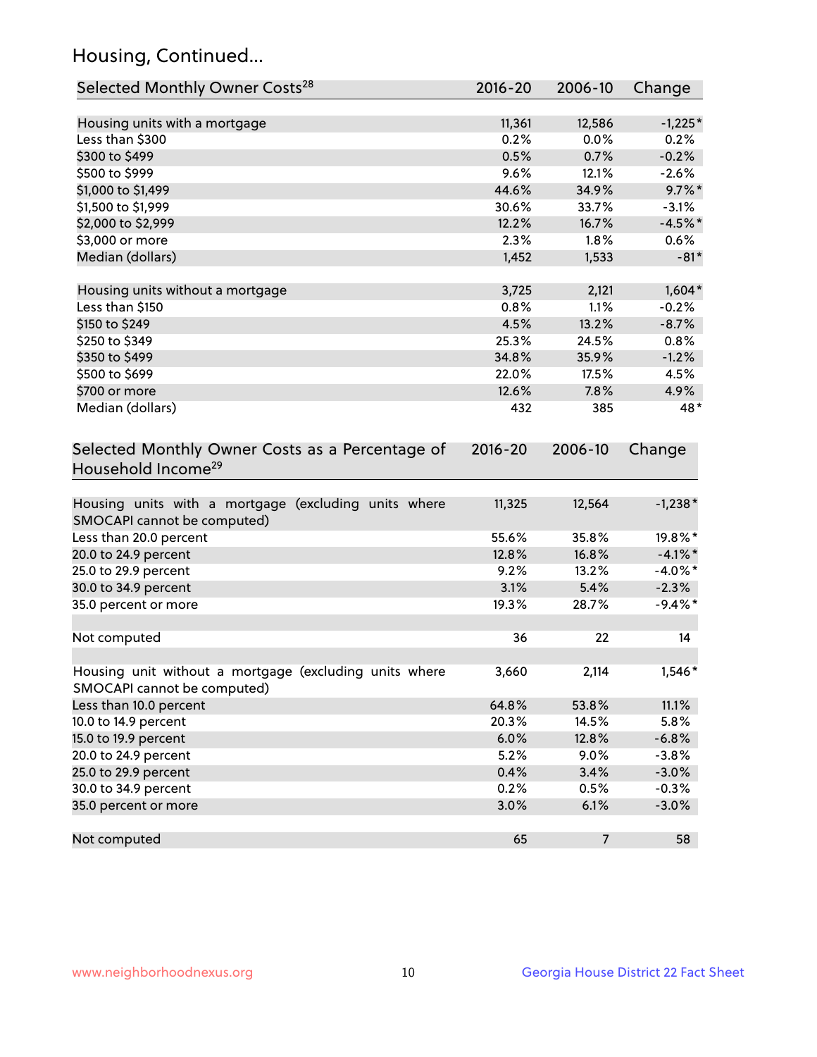## Housing, Continued...

| Selected Monthly Owner Costs[28] | 2016-20 | 2006-10 | Change |
|---|---|---|---|
| Housing units with a mortgage | 11,361 | 12,586 | -1,225* |
| Less than $300 | 0.2% | 0.0% | 0.2% |
| $300 to $499 | 0.5% | 0.7% | -0.2% |
| $500 to $999 | 9.6% | 12.1% | -2.6% |
| $1,000 to $1,499 | 44.6% | 34.9% | 9.7%* |
| $1,500 to $1,999 | 30.6% | 33.7% | -3.1% |
| $2,000 to $2,999 | 12.2% | 16.7% | -4.5%* |
| $3,000 or more | 2.3% | 1.8% | 0.6% |
| Median (dollars) | 1,452 | 1,533 | -81* |
| | | | |
| Housing units without a mortgage | 3,725 | 2,121 | 1,604* |
| Less than $150 | 0.8% | 1.1% | -0.2% |
| $150 to $249 | 4.5% | 13.2% | -8.7% |
| $250 to $349 | 25.3% | 24.5% | 0.8% |
| $350 to $499 | 34.8% | 35.9% | -1.2% |
| $500 to $699 | 22.0% | 17.5% | 4.5% |
| $700 or more | 12.6% | 7.8% | 4.9% |
| Median (dollars) | 432 | 385 | 48* |

| Selected Monthly Owner Costs as a Percentage of Household Income[29] | 2016-20 | 2006-10 | Change |
|---|---|---|---|
| Housing units with a mortgage (excluding units where SMOCAPI cannot be computed) | 11,325 | 12,564 | -1,238* |
| Less than 20.0 percent | 55.6% | 35.8% | 19.8%* |
| 20.0 to 24.9 percent | 12.8% | 16.8% | -4.1%* |
| 25.0 to 29.9 percent | 9.2% | 13.2% | -4.0%* |
| 30.0 to 34.9 percent | 3.1% | 5.4% | -2.3% |
| 35.0 percent or more | 19.3% | 28.7% | -9.4%* |
| | | | |
| Not computed | 36 | 22 | 14 |
| | | | |
| Housing unit without a mortgage (excluding units where SMOCAPI cannot be computed) | 3,660 | 2,114 | 1,546* |
| Less than 10.0 percent | 64.8% | 53.8% | 11.1% |
| 10.0 to 14.9 percent | 20.3% | 14.5% | 5.8% |
| 15.0 to 19.9 percent | 6.0% | 12.8% | -6.8% |
| 20.0 to 24.9 percent | 5.2% | 9.0% | -3.8% |
| 25.0 to 29.9 percent | 0.4% | 3.4% | -3.0% |
| 30.0 to 34.9 percent | 0.2% | 0.5% | -0.3% |
| 35.0 percent or more | 3.0% | 6.1% | -3.0% |
| | | | |
| Not computed | 65 | 7 | 58 |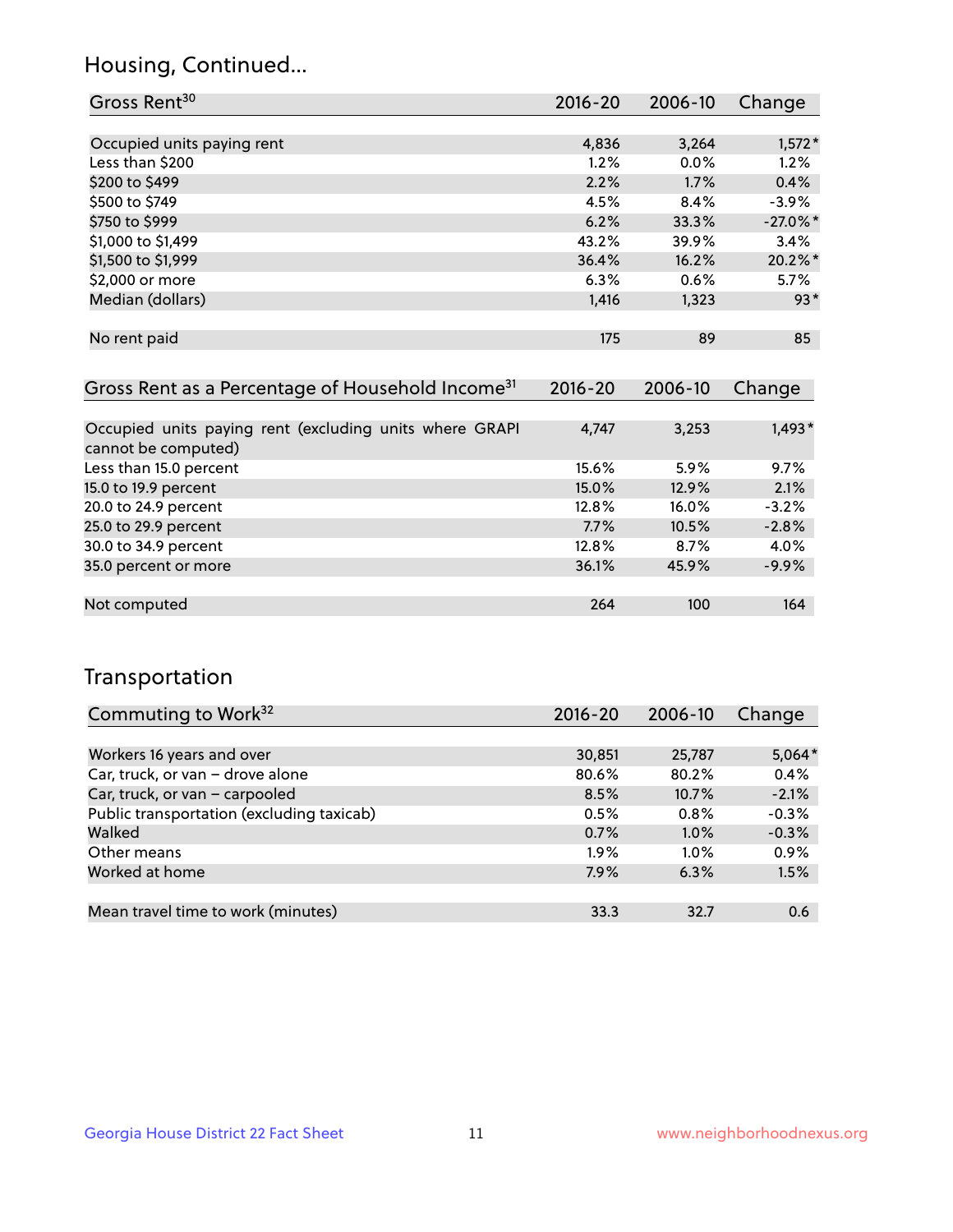## Housing, Continued...

| Gross Rent[30] | 2016-20 | 2006-10 | Change |
|---|---|---|---|
| Occupied units paying rent | 4,836 | 3,264 | 1,572* |
| Less than $200 | 1.2% | 0.0% | 1.2% |
| $200 to $499 | 2.2% | 1.7% | 0.4% |
| $500 to $749 | 4.5% | 8.4% | -3.9% |
| $750 to $999 | 6.2% | 33.3% | -27.0%* |
| $1,000 to $1,499 | 43.2% | 39.9% | 3.4% |
| $1,500 to $1,999 | 36.4% | 16.2% | 20.2%* |
| $2,000 or more | 6.3% | 0.6% | 5.7% |
| Median (dollars) | 1,416 | 1,323 | 93* |
| No rent paid | 175 | 89 | 85 |

| Gross Rent as a Percentage of Household Income[31] | 2016-20 | 2006-10 | Change |
|---|---|---|---|
| Occupied units paying rent (excluding units where GRAPI cannot be computed) | 4,747 | 3,253 | 1,493* |
| Less than 15.0 percent | 15.6% | 5.9% | 9.7% |
| 15.0 to 19.9 percent | 15.0% | 12.9% | 2.1% |
| 20.0 to 24.9 percent | 12.8% | 16.0% | -3.2% |
| 25.0 to 29.9 percent | 7.7% | 10.5% | -2.8% |
| 30.0 to 34.9 percent | 12.8% | 8.7% | 4.0% |
| 35.0 percent or more | 36.1% | 45.9% | -9.9% |
| Not computed | 264 | 100 | 164 |

## Transportation

| Commuting to Work[32] | 2016-20 | 2006-10 | Change |
|---|---|---|---|
| Workers 16 years and over | 30,851 | 25,787 | 5,064* |
| Car, truck, or van – drove alone | 80.6% | 80.2% | 0.4% |
| Car, truck, or van – carpooled | 8.5% | 10.7% | -2.1% |
| Public transportation (excluding taxicab) | 0.5% | 0.8% | -0.3% |
| Walked | 0.7% | 1.0% | -0.3% |
| Other means | 1.9% | 1.0% | 0.9% |
| Worked at home | 7.9% | 6.3% | 1.5% |
| Mean travel time to work (minutes) | 33.3 | 32.7 | 0.6 |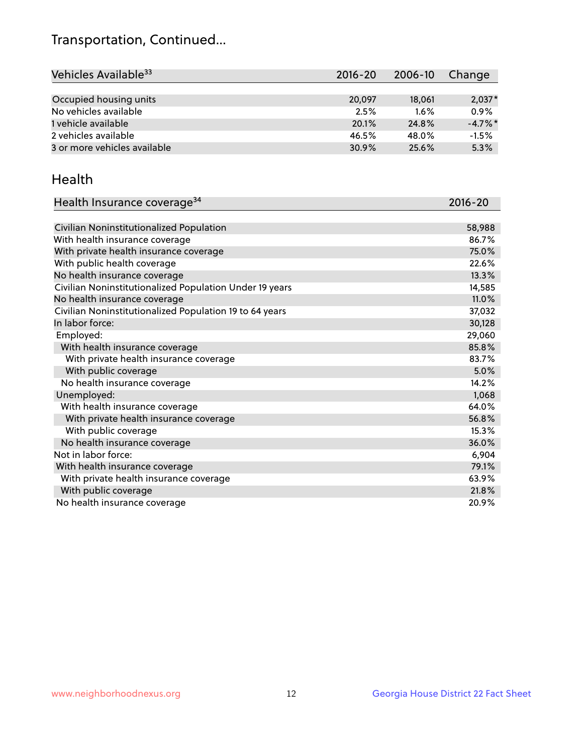## Transportation, Continued...

| Vehicles Available[33] | 2016-20 | 2006-10 | Change |
|---|---|---|---|
| Occupied housing units | 20,097 | 18,061 | 2,037* |
| No vehicles available | 2.5% | 1.6% | 0.9% |
| 1 vehicle available | 20.1% | 24.8% | -4.7%* |
| 2 vehicles available | 46.5% | 48.0% | -1.5% |
| 3 or more vehicles available | 30.9% | 25.6% | 5.3% |

## Health

| Health Insurance coverage[34] | 2016-20 |
|---|---|
| Civilian Noninstitutionalized Population | 58,988 |
| With health insurance coverage | 86.7% |
| With private health insurance coverage | 75.0% |
| With public health coverage | 22.6% |
| No health insurance coverage | 13.3% |
| Civilian Noninstitutionalized Population Under 19 years | 14,585 |
| No health insurance coverage | 11.0% |
| Civilian Noninstitutionalized Population 19 to 64 years | 37,032 |
| In labor force: | 30,128 |
| Employed: | 29,060 |
| With health insurance coverage | 85.8% |
| With private health insurance coverage | 83.7% |
| With public coverage | 5.0% |
| No health insurance coverage | 14.2% |
| Unemployed: | 1,068 |
| With health insurance coverage | 64.0% |
| With private health insurance coverage | 56.8% |
| With public coverage | 15.3% |
| No health insurance coverage | 36.0% |
| Not in labor force: | 6,904 |
| With health insurance coverage | 79.1% |
| With private health insurance coverage | 63.9% |
| With public coverage | 21.8% |
| No health insurance coverage | 20.9% |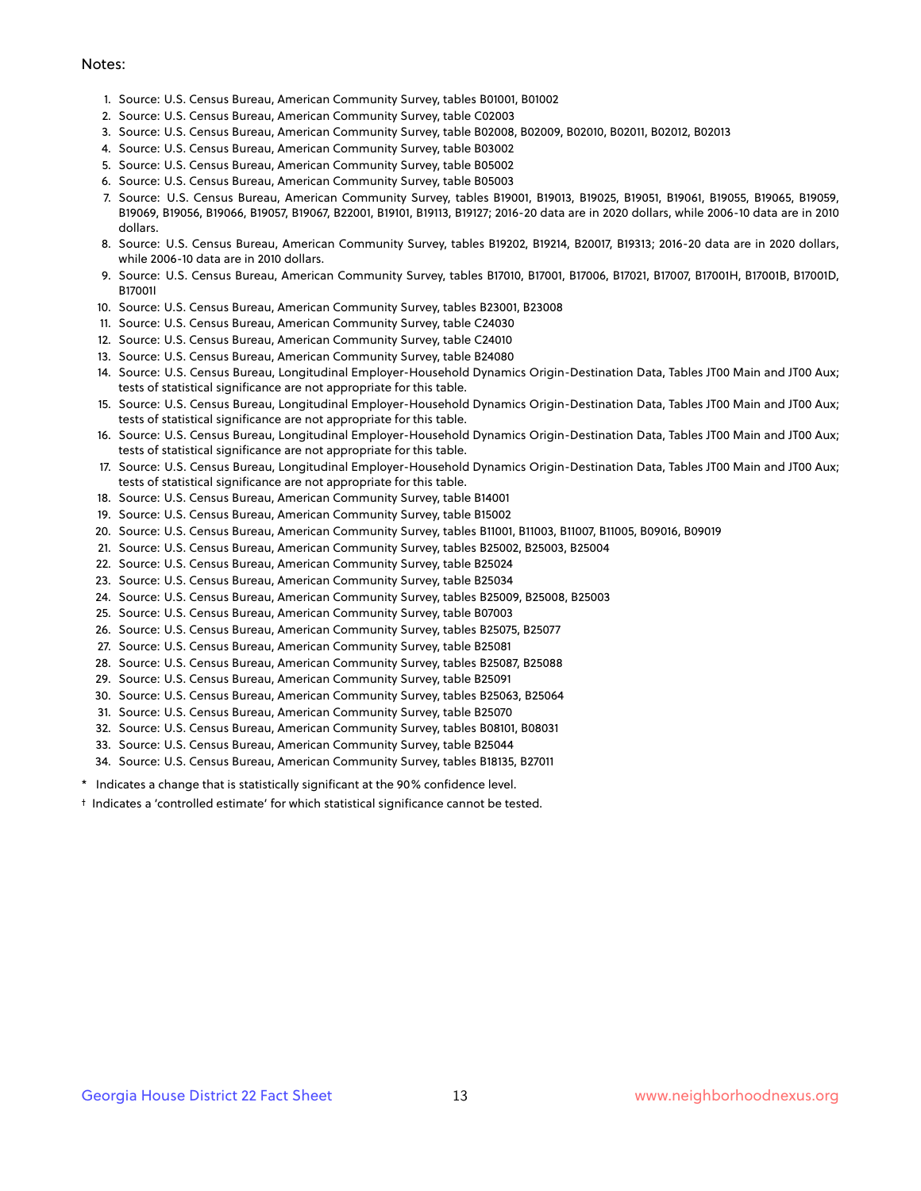Notes:

1. Source: U.S. Census Bureau, American Community Survey, tables B01001, B01002
2. Source: U.S. Census Bureau, American Community Survey, table C02003
3. Source: U.S. Census Bureau, American Community Survey, table B02008, B02009, B02010, B02011, B02012, B02013
4. Source: U.S. Census Bureau, American Community Survey, table B03002
5. Source: U.S. Census Bureau, American Community Survey, table B05002
6. Source: U.S. Census Bureau, American Community Survey, table B05003
7. Source: U.S. Census Bureau, American Community Survey, tables B19001, B19013, B19025, B19051, B19061, B19055, B19065, B19059, B19069, B19056, B19066, B19057, B19067, B22001, B19101, B19113, B19127; 2016-20 data are in 2020 dollars, while 2006-10 data are in 2010 dollars.
8. Source: U.S. Census Bureau, American Community Survey, tables B19202, B19214, B20017, B19313; 2016-20 data are in 2020 dollars, while 2006-10 data are in 2010 dollars.
9. Source: U.S. Census Bureau, American Community Survey, tables B17010, B17001, B17006, B17021, B17007, B17001H, B17001B, B17001D, B17001I
10. Source: U.S. Census Bureau, American Community Survey, tables B23001, B23008
11. Source: U.S. Census Bureau, American Community Survey, table C24030
12. Source: U.S. Census Bureau, American Community Survey, table C24010
13. Source: U.S. Census Bureau, American Community Survey, table B24080
14. Source: U.S. Census Bureau, Longitudinal Employer-Household Dynamics Origin-Destination Data, Tables JT00 Main and JT00 Aux; tests of statistical significance are not appropriate for this table.
15. Source: U.S. Census Bureau, Longitudinal Employer-Household Dynamics Origin-Destination Data, Tables JT00 Main and JT00 Aux; tests of statistical significance are not appropriate for this table.
16. Source: U.S. Census Bureau, Longitudinal Employer-Household Dynamics Origin-Destination Data, Tables JT00 Main and JT00 Aux; tests of statistical significance are not appropriate for this table.
17. Source: U.S. Census Bureau, Longitudinal Employer-Household Dynamics Origin-Destination Data, Tables JT00 Main and JT00 Aux; tests of statistical significance are not appropriate for this table.
18. Source: U.S. Census Bureau, American Community Survey, table B14001
19. Source: U.S. Census Bureau, American Community Survey, table B15002
20. Source: U.S. Census Bureau, American Community Survey, tables B11001, B11003, B11007, B11005, B09016, B09019
21. Source: U.S. Census Bureau, American Community Survey, tables B25002, B25003, B25004
22. Source: U.S. Census Bureau, American Community Survey, table B25024
23. Source: U.S. Census Bureau, American Community Survey, table B25034
24. Source: U.S. Census Bureau, American Community Survey, tables B25009, B25008, B25003
25. Source: U.S. Census Bureau, American Community Survey, table B07003
26. Source: U.S. Census Bureau, American Community Survey, tables B25075, B25077
27. Source: U.S. Census Bureau, American Community Survey, table B25081
28. Source: U.S. Census Bureau, American Community Survey, tables B25087, B25088
29. Source: U.S. Census Bureau, American Community Survey, table B25091
30. Source: U.S. Census Bureau, American Community Survey, tables B25063, B25064
31. Source: U.S. Census Bureau, American Community Survey, table B25070
32. Source: U.S. Census Bureau, American Community Survey, tables B08101, B08031
33. Source: U.S. Census Bureau, American Community Survey, table B25044
34. Source: U.S. Census Bureau, American Community Survey, tables B18135, B27011

\* Indicates a change that is statistically significant at the 90% confidence level.

† Indicates a 'controlled estimate' for which statistical significance cannot be tested.